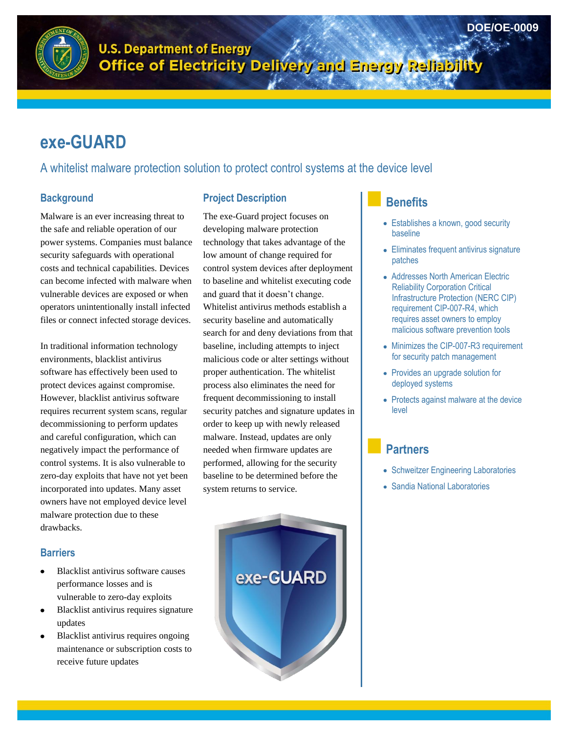DOE/OE-0009

U.S. Department of Energy
Office of Electricity Delivery and Energy Reliability

# exe-GUARD

A whitelist malware protection solution to protect control systems at the device level

## Background

Malware is an ever increasing threat to the safe and reliable operation of our power systems. Companies must balance security safeguards with operational costs and technical capabilities. Devices can become infected with malware when vulnerable devices are exposed or when operators unintentionally install infected files or connect infected storage devices.

In traditional information technology environments, blacklist antivirus software has effectively been used to protect devices against compromise. However, blacklist antivirus software requires recurrent system scans, regular decommissioning to perform updates and careful configuration, which can negatively impact the performance of control systems. It is also vulnerable to zero-day exploits that have not yet been incorporated into updates. Many asset owners have not employed device level malware protection due to these drawbacks.

## Barriers

- Blacklist antivirus software causes performance losses and is vulnerable to zero-day exploits
- Blacklist antivirus requires signature updates
- Blacklist antivirus requires ongoing maintenance or subscription costs to receive future updates

## Project Description

The exe-Guard project focuses on developing malware protection technology that takes advantage of the low amount of change required for control system devices after deployment to baseline and whitelist executing code and guard that it doesn't change. Whitelist antivirus methods establish a security baseline and automatically search for and deny deviations from that baseline, including attempts to inject malicious code or alter settings without proper authentication. The whitelist process also eliminates the need for frequent decommissioning to install security patches and signature updates in order to keep up with newly released malware. Instead, updates are only needed when firmware updates are performed, allowing for the security baseline to be determined before the system returns to service.

## Benefits

- Establishes a known, good security baseline
- Eliminates frequent antivirus signature patches
- Addresses North American Electric Reliability Corporation Critical Infrastructure Protection (NERC CIP) requirement CIP-007-R4, which requires asset owners to employ malicious software prevention tools
- Minimizes the CIP-007-R3 requirement for security patch management
- Provides an upgrade solution for deployed systems
- Protects against malware at the device level

## Partners

- Schweitzer Engineering Laboratories
- Sandia National Laboratories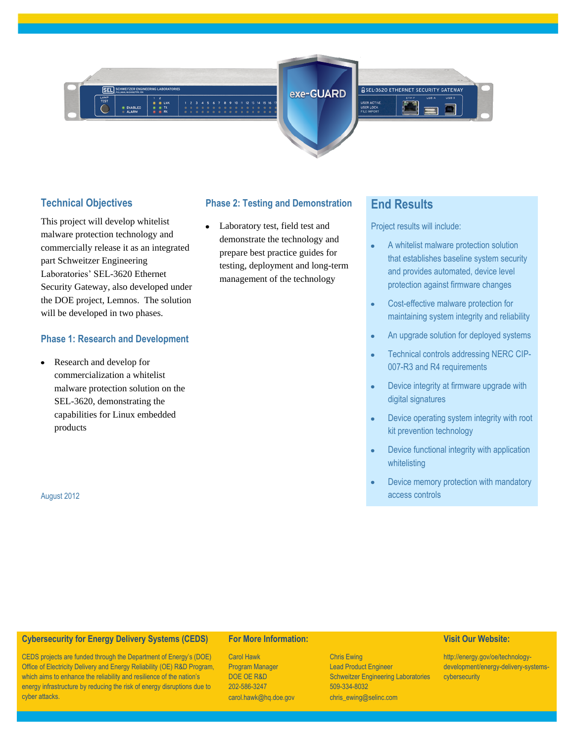## Technical Objectives

This project will develop whitelist malware protection technology and commercially release it as an integrated part Schweitzer Engineering Laboratories' SEL-3620 Ethernet Security Gateway, also developed under the DOE project, Lemnos. The solution will be developed in two phases.

### Phase 1: Research and Development

- Research and develop for commercialization a whitelist malware protection solution on the SEL-3620, demonstrating the capabilities for Linux embedded products

### Phase 2: Testing and Demonstration

- Laboratory test, field test and demonstrate the technology and prepare best practice guides for testing, deployment and long-term management of the technology

## End Results

Project results will include:

- A whitelist malware protection solution that establishes baseline system security and provides automated, device level protection against firmware changes
- Cost-effective malware protection for maintaining system integrity and reliability
- An upgrade solution for deployed systems
- Technical controls addressing NERC CIP-007-R3 and R4 requirements
- Device integrity at firmware upgrade with digital signatures
- Device operating system integrity with root kit prevention technology
- Device functional integrity with application whitelisting
- Device memory protection with mandatory access controls

August 2012

### Cybersecurity for Energy Delivery Systems (CEDS)

CEDS projects are funded through the Department of Energy's (DOE) Office of Electricity Delivery and Energy Reliability (OE) R&D Program, which aims to enhance the reliability and resilience of the nation's energy infrastructure by reducing the risk of energy disruptions due to cyber attacks.

### For More Information:

Carol Hawk
Program Manager
DOE OE R&D
202-586-3247
carol.hawk@hq.doe.gov

Chris Ewing
Lead Product Engineer
Schweitzer Engineering Laboratories
509-334-8032
chris_ewing@selinc.com

### Visit Our Website:

http://energy.gov/oe/technology-development/energy-delivery-systems-cybersecurity